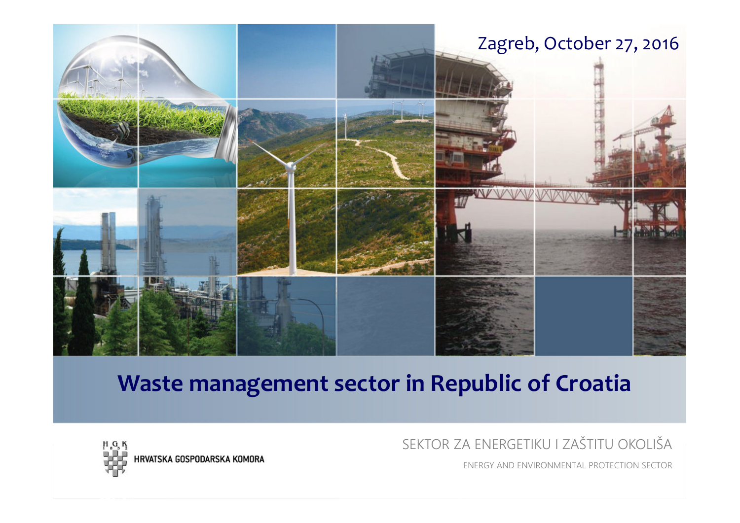Zagreb, October 27, 2016

# Waste management sector in Republic of Croatia

HRVATSKA GOSPODARSKA KOMORA

SEKTOR ZA ENERGETIKU I ZAŠTITU OKOLIŠA

ENERGY AND ENVIRONMENTAL PROTECTION SECTOR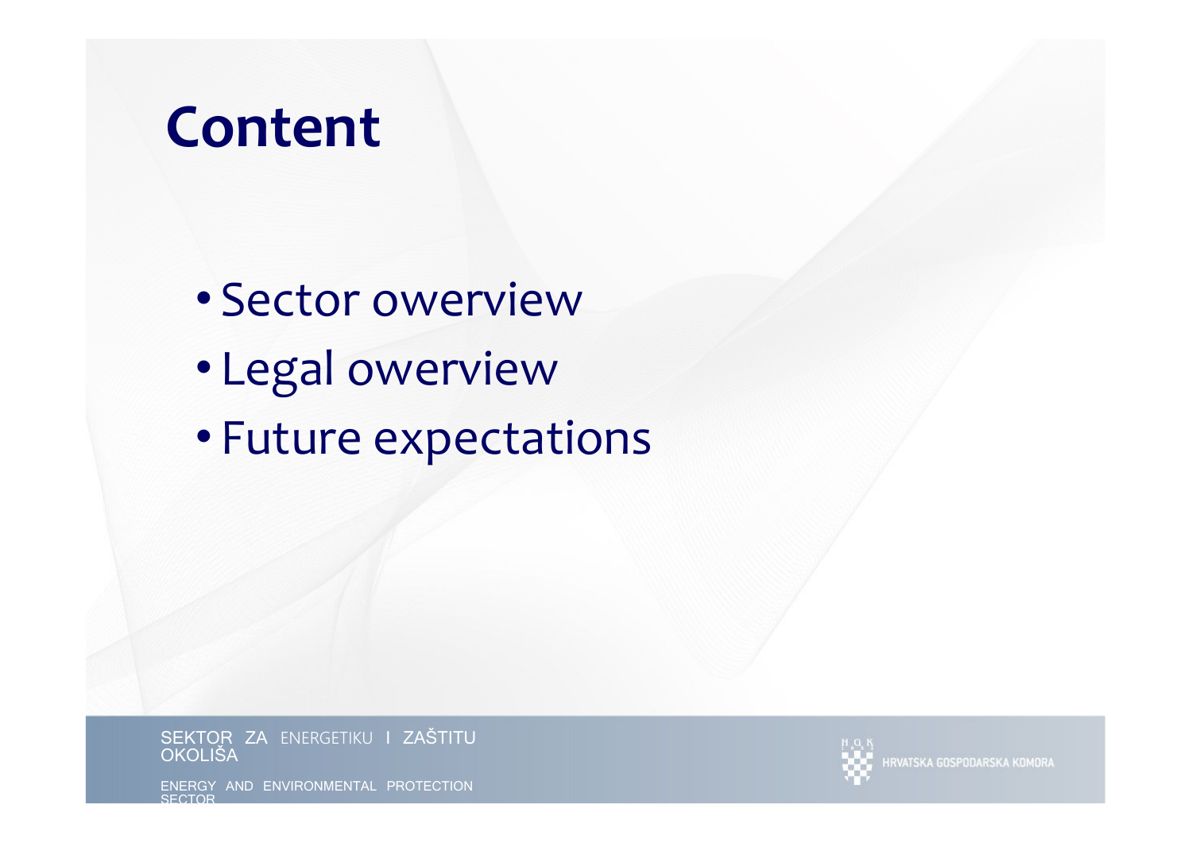# Content

- Sector owerview
- Legal owerview
- Future expectations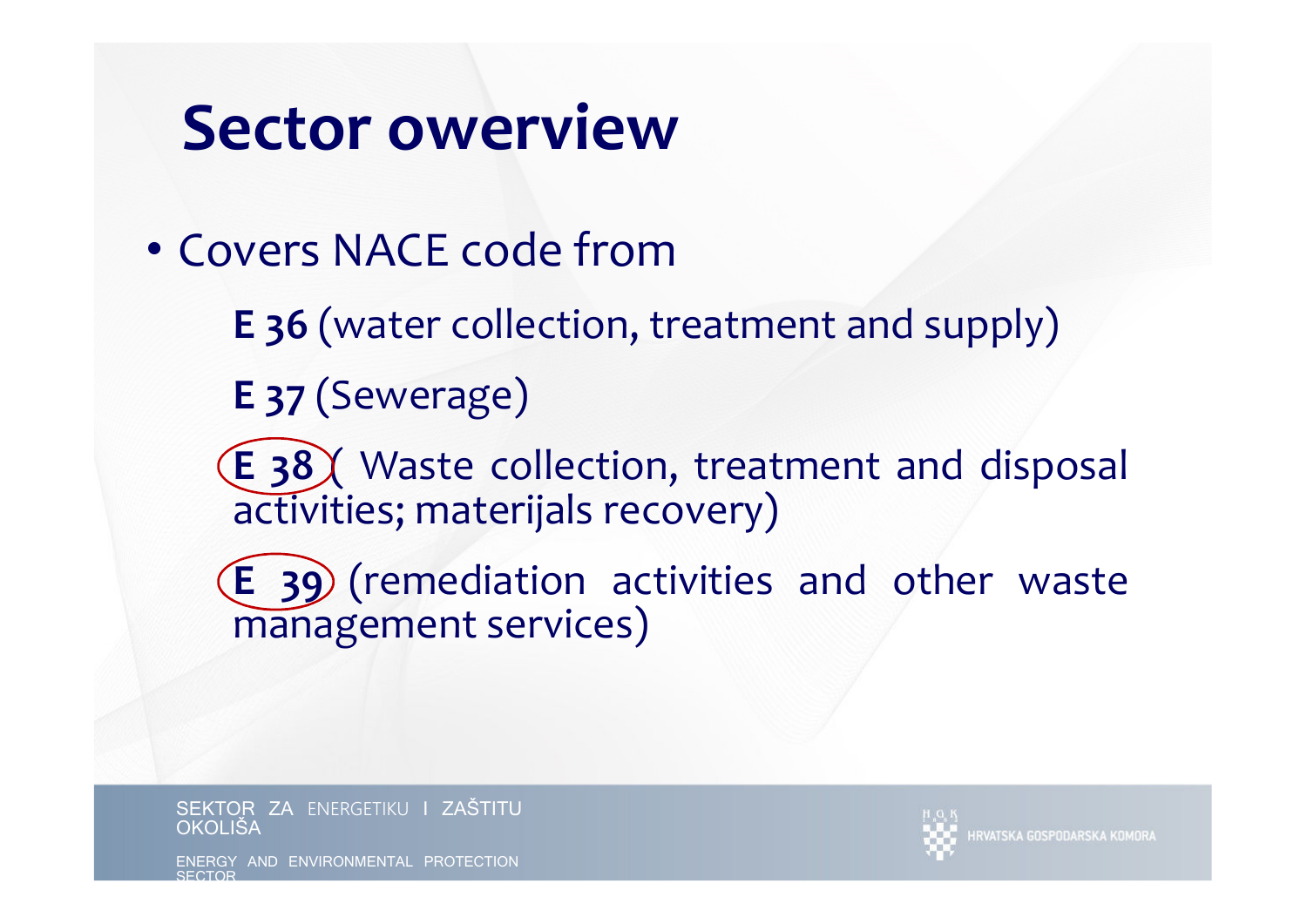# Sector owerview

- Covers NACE code from

  **E 36** (water collection, treatment and supply)

  **E 37** (Sewerage)

  **E 38** ( Waste collection, treatment and disposal activities; materijals recovery)

  **E 39** (remediation activities and other waste management services)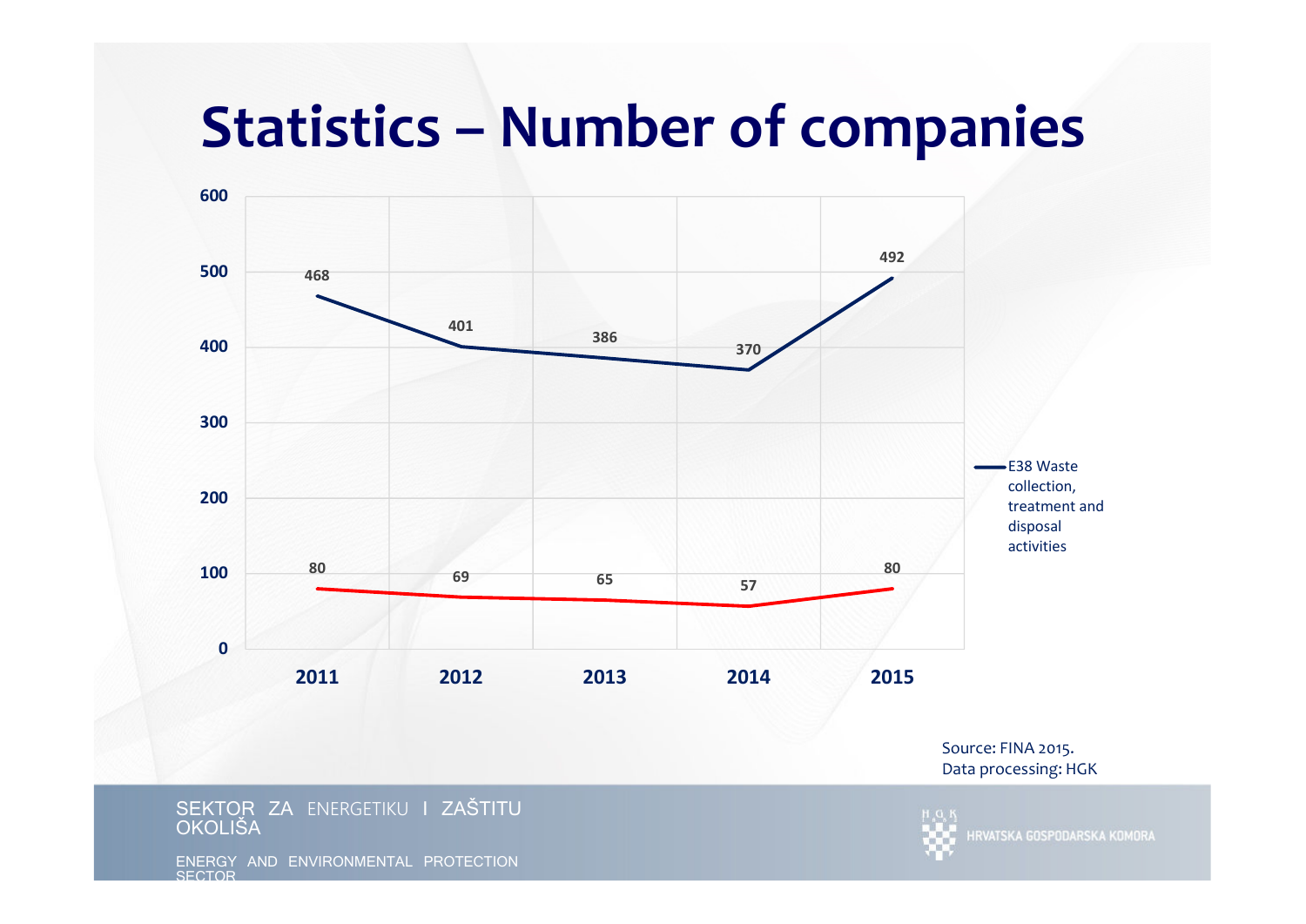# Statistics – Number of companies

| Year | E38 Waste collection, treatment and disposal activities | |
|---|---|---|
| 2011 | 468 | 80 |
| 2012 | 401 | 69 |
| 2013 | 386 | 65 |
| 2014 | 370 | 57 |
| 2015 | 492 | 80 |

Source: FINA 2015.
Data processing: HGK

SEKTOR ZA ENERGETIKU I ZAŠTITU OKOLIŠA

ENERGY AND ENVIRONMENTAL PROTECTION SECTOR

HRVATSKA GOSPODARSKA KOMORA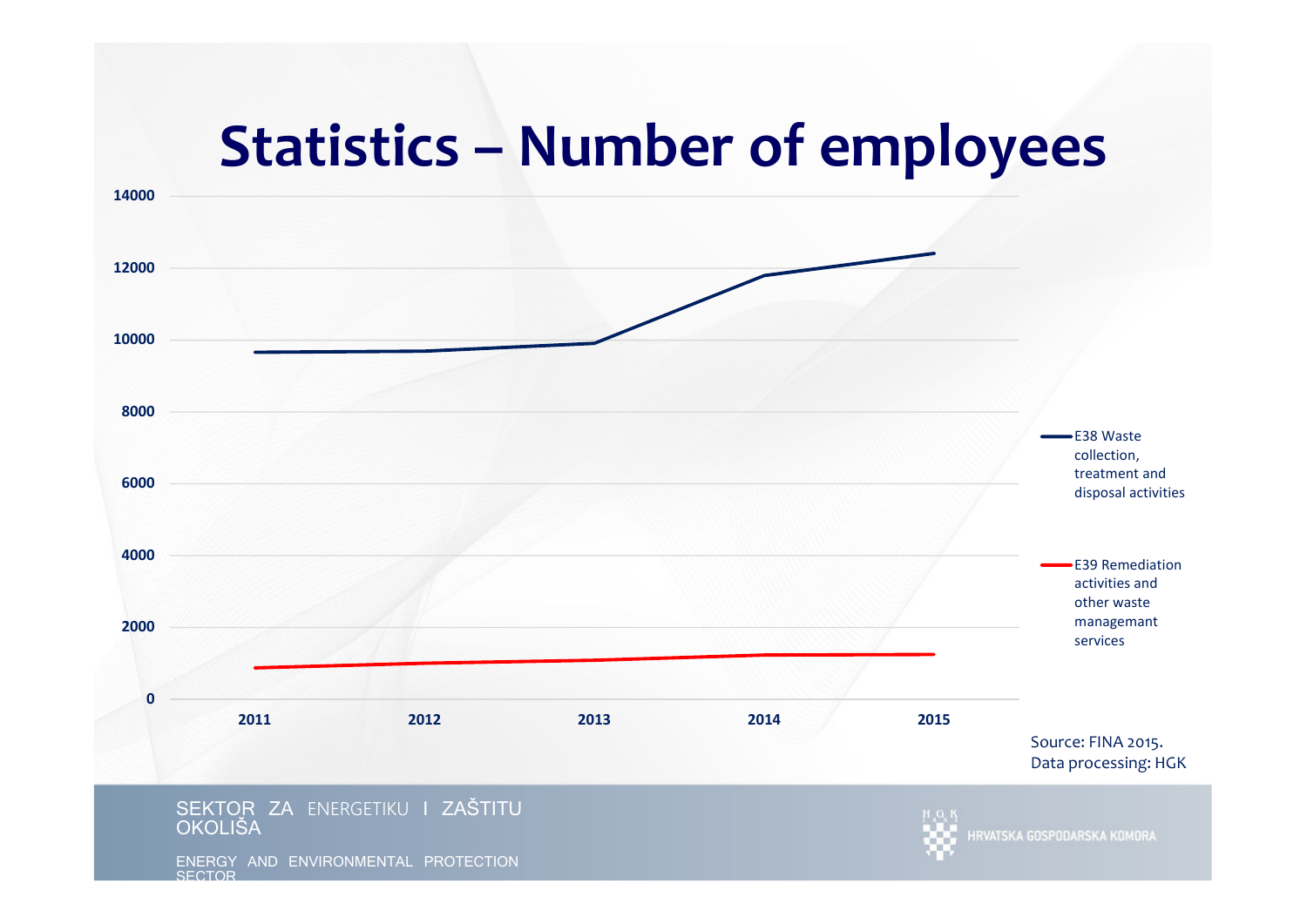# Statistics – Number of employees

14000

12000

10000

8000

6000

4000

2000

0

2011 2012 2013 2014 2015

E38 Waste collection, treatment and disposal activities

E39 Remediation activities and other waste managemant services

Source: FINA 2015.
Data processing: HGK

SEKTOR ZA ENERGETIKU I ZAŠTITU OKOLIŠA

ENERGY AND ENVIRONMENTAL PROTECTION SECTOR

HRVATSKA GOSPODARSKA KOMORA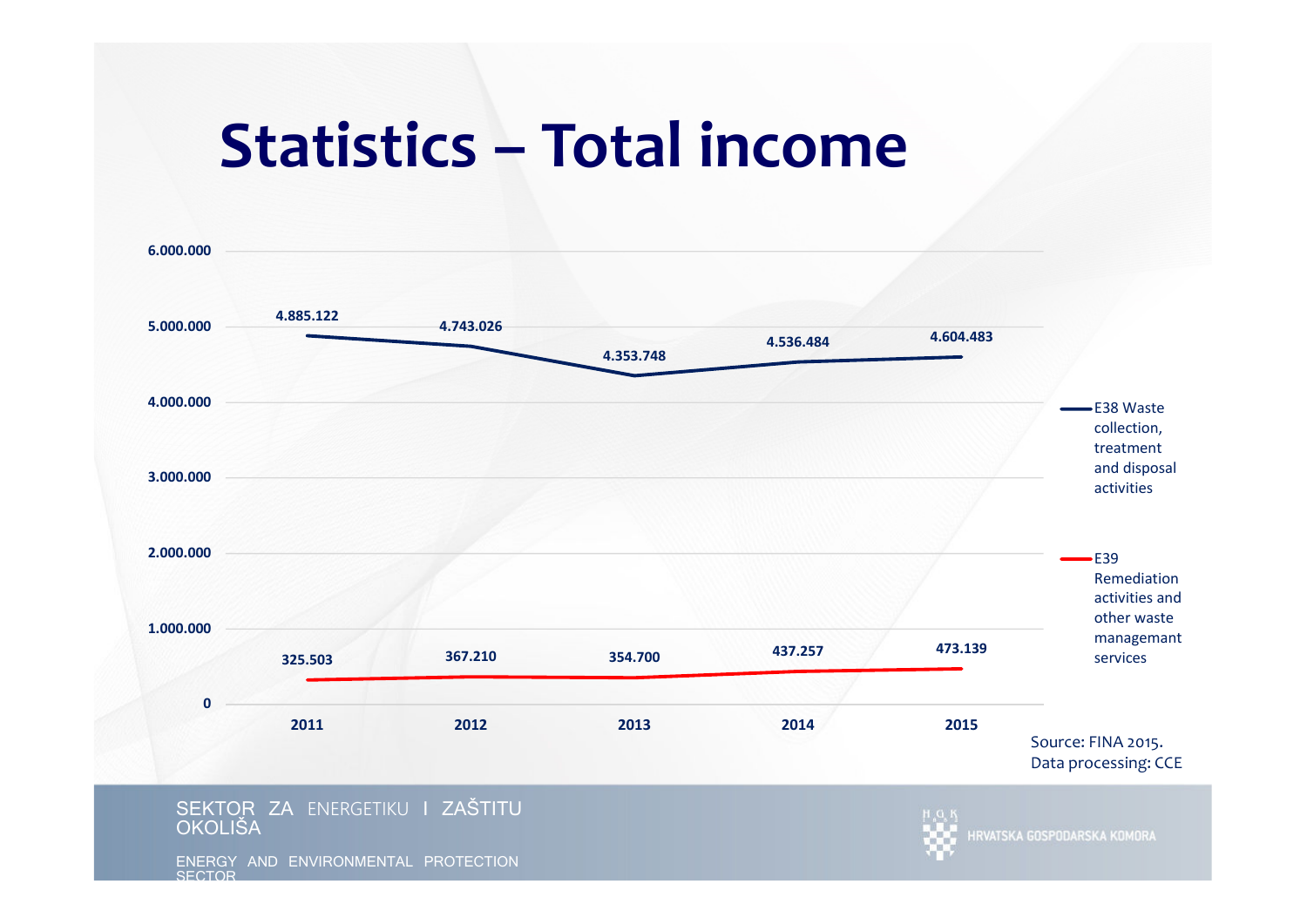# Statistics – Total income

| | 2011 | 2012 | 2013 | 2014 | 2015 |
|---|---|---|---|---|---|
| E38 Waste collection, treatment and disposal activities | 4.885.122 | 4.743.026 | 4.353.748 | 4.536.484 | 4.604.483 |
| E39 Remediation activities and other waste managemant services | 325.503 | 367.210 | 354.700 | 437.257 | 473.139 |

Source: FINA 2015.
Data processing: CCE

SEKTOR ZA ENERGETIKU I ZAŠTITU OKOLIŠA

ENERGY AND ENVIRONMENTAL PROTECTION SECTOR

HRVATSKA GOSPODARSKA KOMORA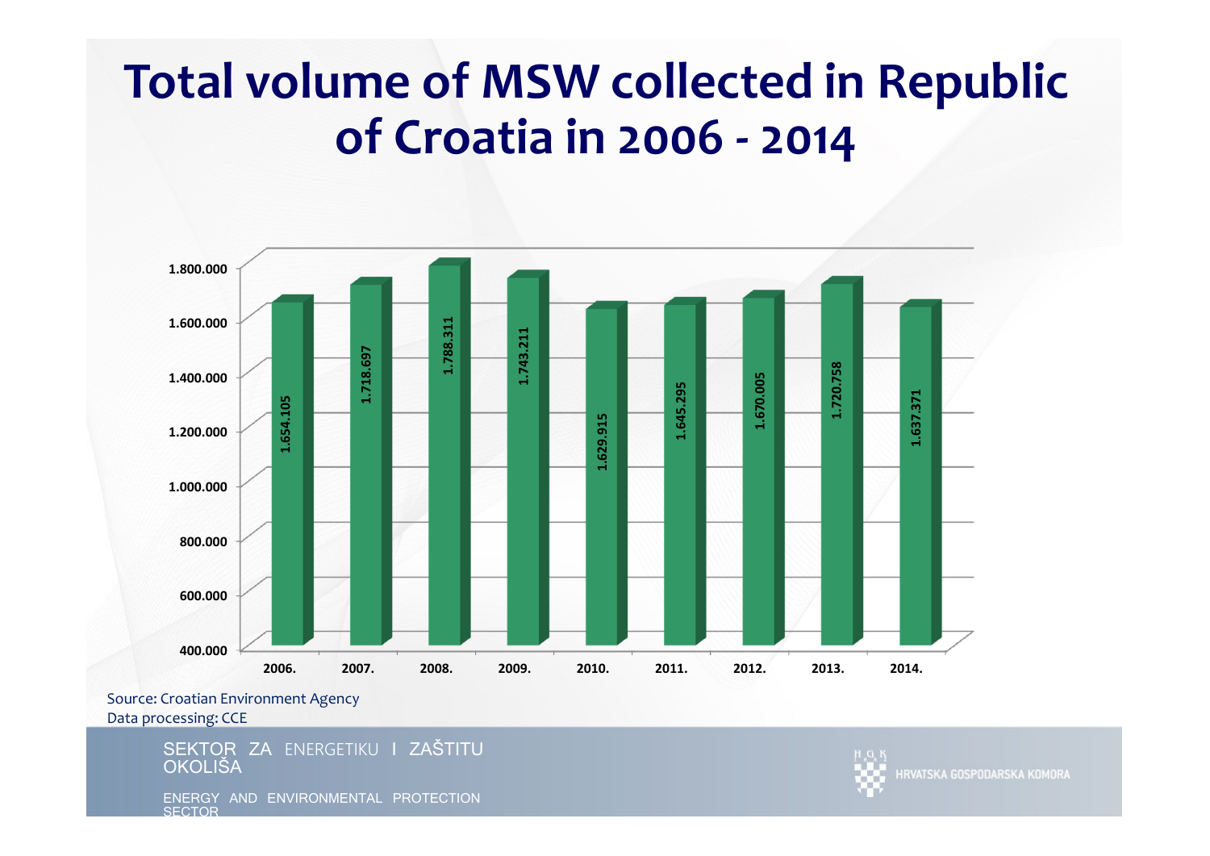# Total volume of MSW collected in Republic of Croatia in 2006 - 2014

| Year | Volume |
|---|---|
| 2006. | 1.654.105 |
| 2007. | 1.718.697 |
| 2008. | 1.788.311 |
| 2009. | 1.743.211 |
| 2010. | 1.629.915 |
| 2011. | 1.645.295 |
| 2012. | 1.670.005 |
| 2013. | 1.720.758 |
| 2014. | 1.637.371 |

Source: Croatian Environment Agency
Data processing: CCE

SEKTOR ZA ENERGETIKU I ZAŠTITU OKOLIŠA

ENERGY AND ENVIRONMENTAL PROTECTION SECTOR

HRVATSKA GOSPODARSKA KOMORA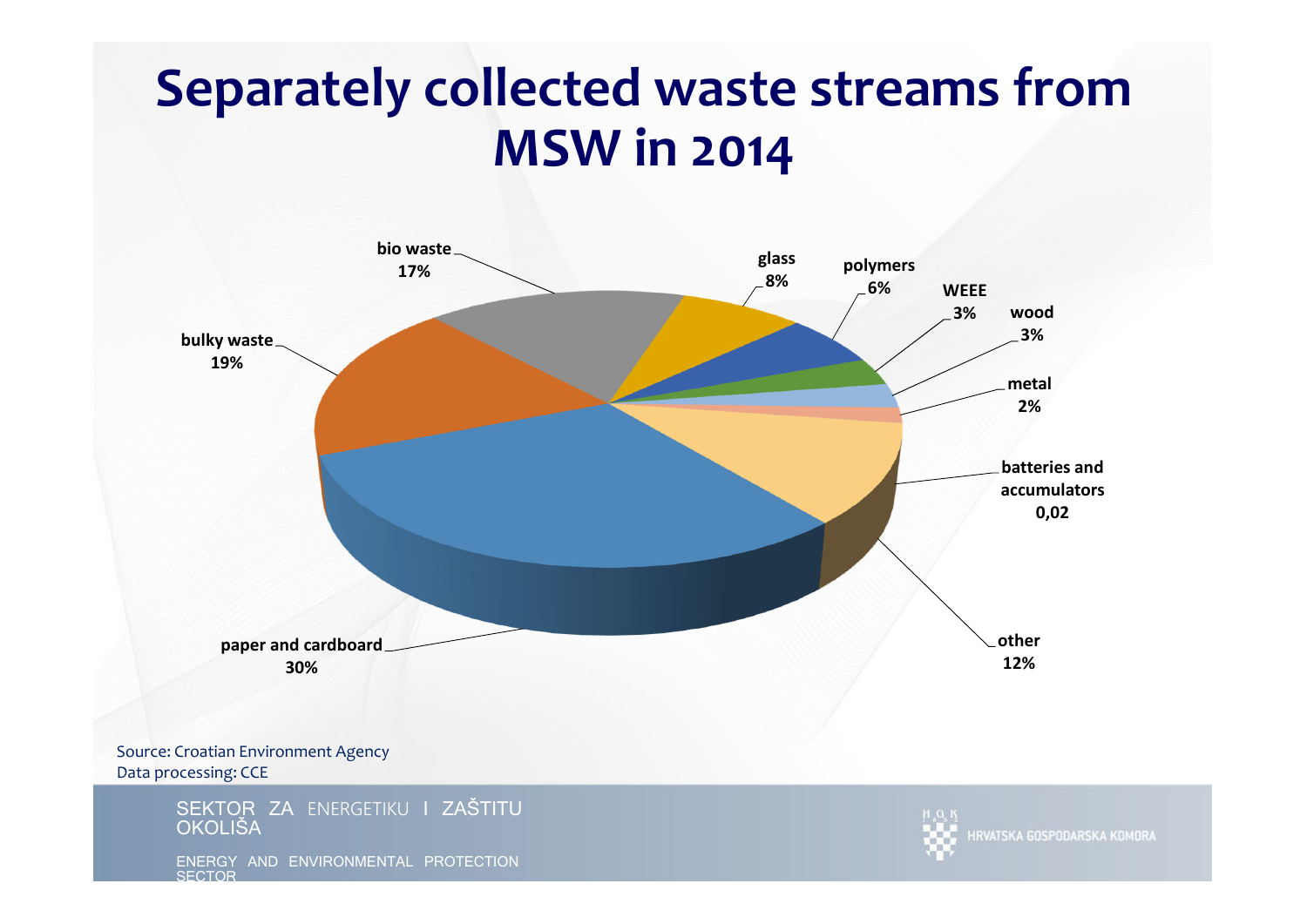# Separately collected waste streams from MSW in 2014

bio waste 17%

glass 8%

polymers 6%

WEEE 3%

wood 3%

metal 2%

batteries and accumulators 0,02

other 12%

paper and cardboard 30%

bulky waste 19%

Source: Croatian Environment Agency
Data processing: CCE

SEKTOR ZA ENERGETIKU I ZAŠTITU OKOLIŠA

ENERGY AND ENVIRONMENTAL PROTECTION SECTOR

HRVATSKA GOSPODARSKA KOMORA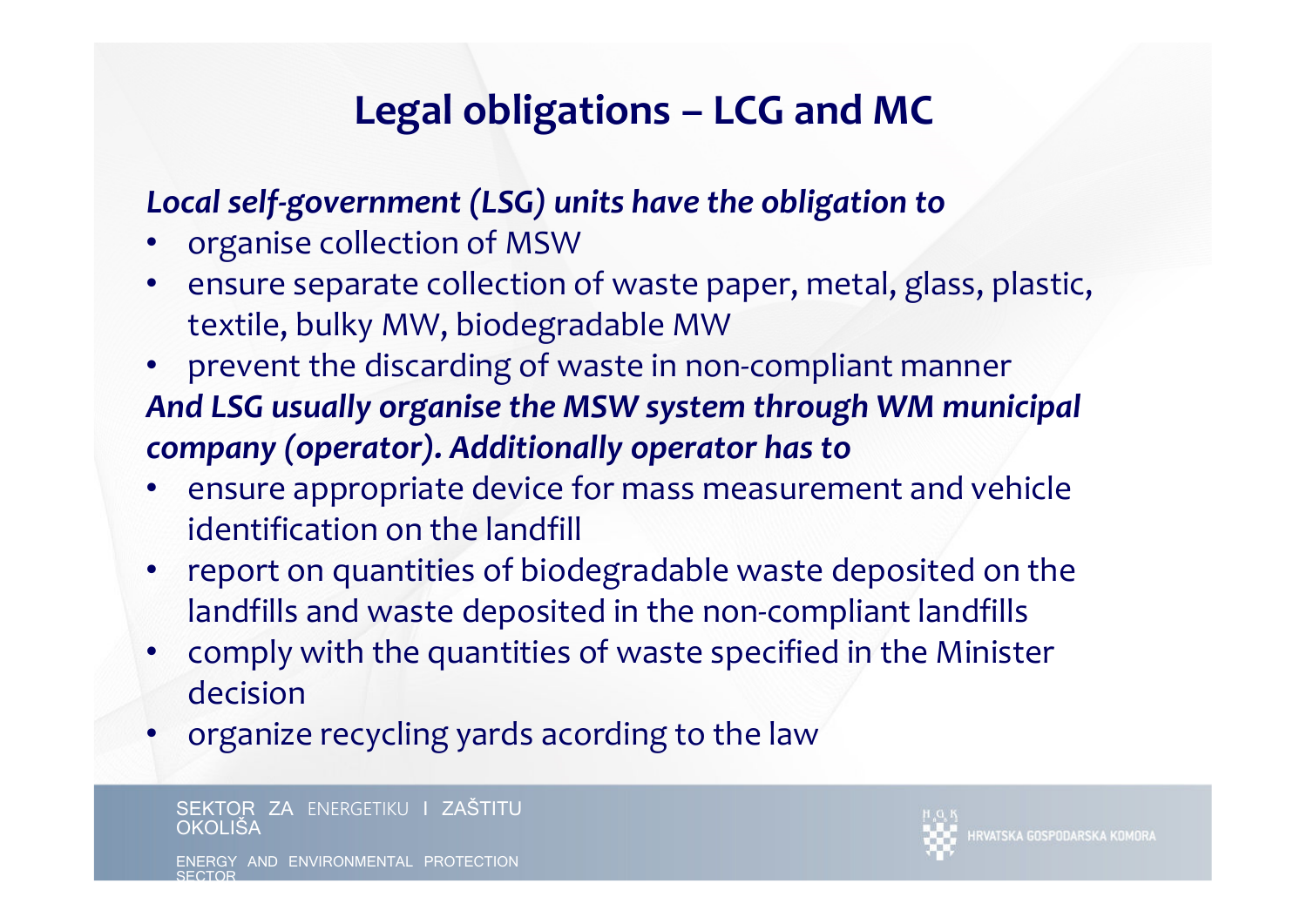# Legal obligations – LCG and MC

***Local self-government (LSG) units have the obligation to***

- organise collection of MSW
- ensure separate collection of waste paper, metal, glass, plastic, textile, bulky MW, biodegradable MW
- prevent the discarding of waste in non-compliant manner

***And LSG usually organise the MSW system through WM municipal company (operator). Additionally operator has to***

- ensure appropriate device for mass measurement and vehicle identification on the landfill
- report on quantities of biodegradable waste deposited on the landfills and waste deposited in the non-compliant landfills
- comply with the quantities of waste specified in the Minister decision
- organize recycling yards acording to the law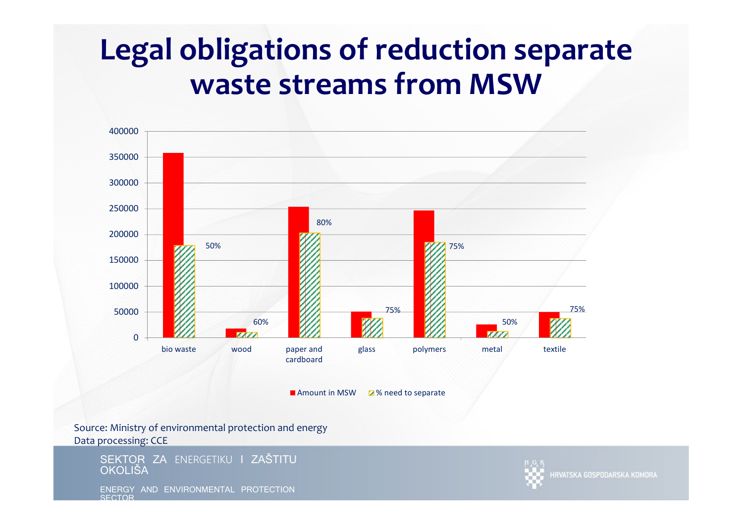# Legal obligations of reduction separate waste streams from MSW

Source: Ministry of environmental protection and energy
Data processing: CCE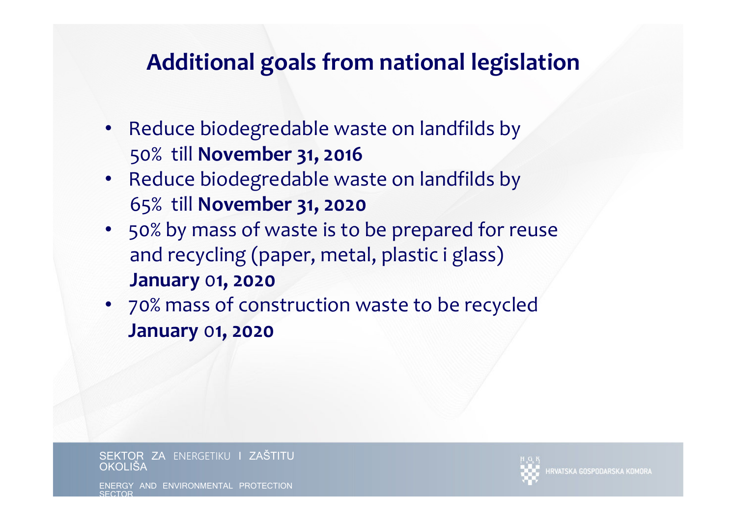## Additional goals from national legislation

- Reduce biodegredable waste on landfilds by 50% till **November 31, 2016**
- Reduce biodegredable waste on landfilds by 65% till **November 31, 2020**
- 50% by mass of waste is to be prepared for reuse and recycling (paper, metal, plastic i glass) **January 01, 2020**
- 70% mass of construction waste to be recycled **January 01, 2020**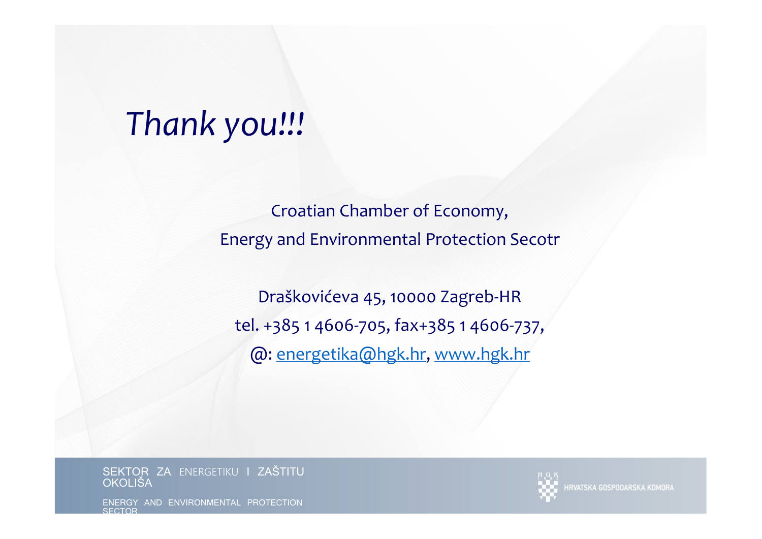# *Thank you!!!*

Croatian Chamber of Economy,

Energy and Environmental Protection Secotr

Draškovićeva 45, 10000 Zagreb-HR

tel. +385 1 4606-705, fax+385 1 4606-737,

@: energetika@hgk.hr, www.hgk.hr